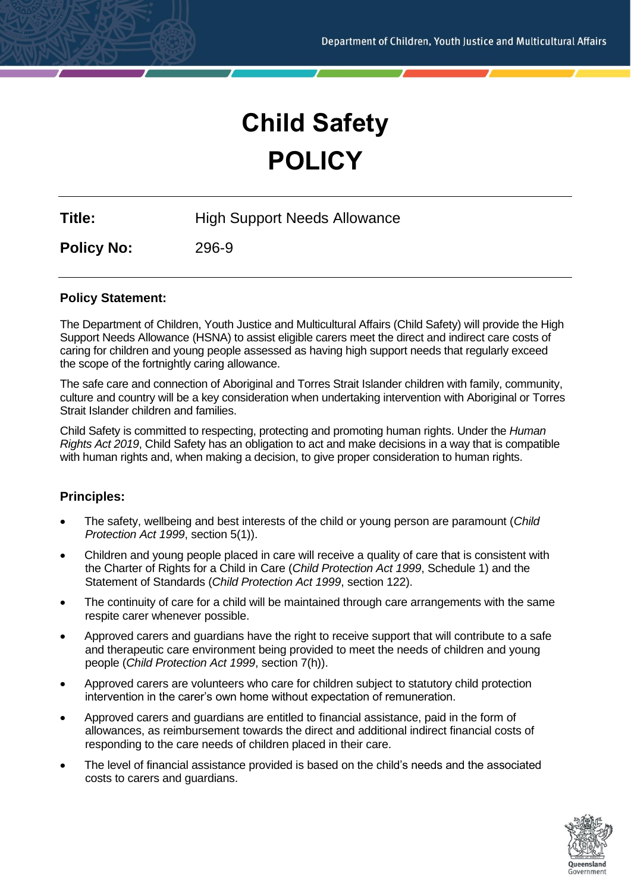# Child Safety POLICY

**Title:** High Support Needs Allowance

**Policy No:** 296-9

## Policy Statement:

The Department of Children, Youth Justice and Multicultural Affairs (Child Safety) will provide the High Support Needs Allowance (HSNA) to assist eligible carers meet the direct and indirect care costs of caring for children and young people assessed as having high support needs that regularly exceed the scope of the fortnightly caring allowance.

The safe care and connection of Aboriginal and Torres Strait Islander children with family, community, culture and country will be a key consideration when undertaking intervention with Aboriginal or Torres Strait Islander children and families.

Child Safety is committed to respecting, protecting and promoting human rights. Under the *Human Rights Act 2019*, Child Safety has an obligation to act and make decisions in a way that is compatible with human rights and, when making a decision, to give proper consideration to human rights.

## Principles:

- The safety, wellbeing and best interests of the child or young person are paramount (*Child Protection Act 1999*, section 5(1)).
- Children and young people placed in care will receive a quality of care that is consistent with the Charter of Rights for a Child in Care (*Child Protection Act 1999*, Schedule 1) and the Statement of Standards (*Child Protection Act 1999*, section 122).
- The continuity of care for a child will be maintained through care arrangements with the same respite carer whenever possible.
- Approved carers and guardians have the right to receive support that will contribute to a safe and therapeutic care environment being provided to meet the needs of children and young people (*Child Protection Act 1999*, section 7(h)).
- Approved carers are volunteers who care for children subject to statutory child protection intervention in the carer's own home without expectation of remuneration.
- Approved carers and guardians are entitled to financial assistance, paid in the form of allowances, as reimbursement towards the direct and additional indirect financial costs of responding to the care needs of children placed in their care.
- The level of financial assistance provided is based on the child's needs and the associated costs to carers and guardians.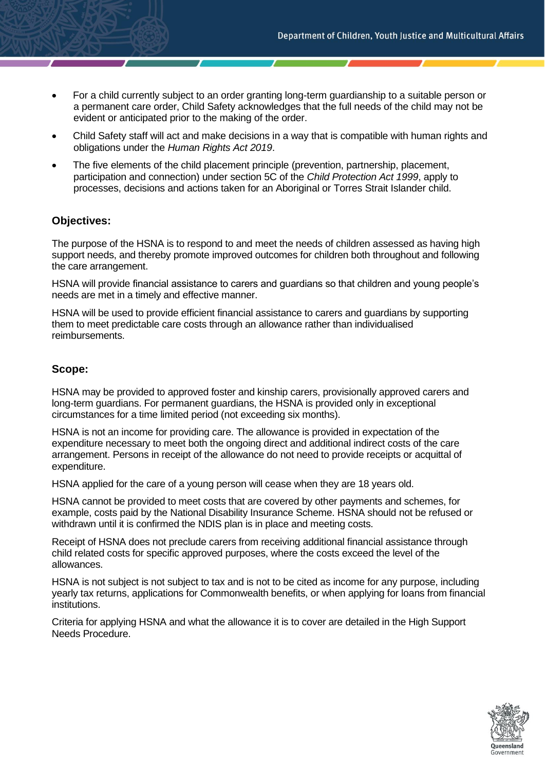- For a child currently subject to an order granting long-term guardianship to a suitable person or a permanent care order, Child Safety acknowledges that the full needs of the child may not be evident or anticipated prior to the making of the order.
- Child Safety staff will act and make decisions in a way that is compatible with human rights and obligations under the *Human Rights Act 2019*.
- The five elements of the child placement principle (prevention, partnership, placement, participation and connection) under section 5C of the *Child Protection Act 1999*, apply to processes, decisions and actions taken for an Aboriginal or Torres Strait Islander child.

## Objectives:

The purpose of the HSNA is to respond to and meet the needs of children assessed as having high support needs, and thereby promote improved outcomes for children both throughout and following the care arrangement.

HSNA will provide financial assistance to carers and guardians so that children and young people's needs are met in a timely and effective manner.

HSNA will be used to provide efficient financial assistance to carers and guardians by supporting them to meet predictable care costs through an allowance rather than individualised reimbursements.

## Scope:

HSNA may be provided to approved foster and kinship carers, provisionally approved carers and long-term guardians. For permanent guardians, the HSNA is provided only in exceptional circumstances for a time limited period (not exceeding six months).

HSNA is not an income for providing care. The allowance is provided in expectation of the expenditure necessary to meet both the ongoing direct and additional indirect costs of the care arrangement. Persons in receipt of the allowance do not need to provide receipts or acquittal of expenditure.

HSNA applied for the care of a young person will cease when they are 18 years old.

HSNA cannot be provided to meet costs that are covered by other payments and schemes, for example, costs paid by the National Disability Insurance Scheme. HSNA should not be refused or withdrawn until it is confirmed the NDIS plan is in place and meeting costs.

Receipt of HSNA does not preclude carers from receiving additional financial assistance through child related costs for specific approved purposes, where the costs exceed the level of the allowances.

HSNA is not subject is not subject to tax and is not to be cited as income for any purpose, including yearly tax returns, applications for Commonwealth benefits, or when applying for loans from financial institutions.

Criteria for applying HSNA and what the allowance it is to cover are detailed in the High Support Needs Procedure.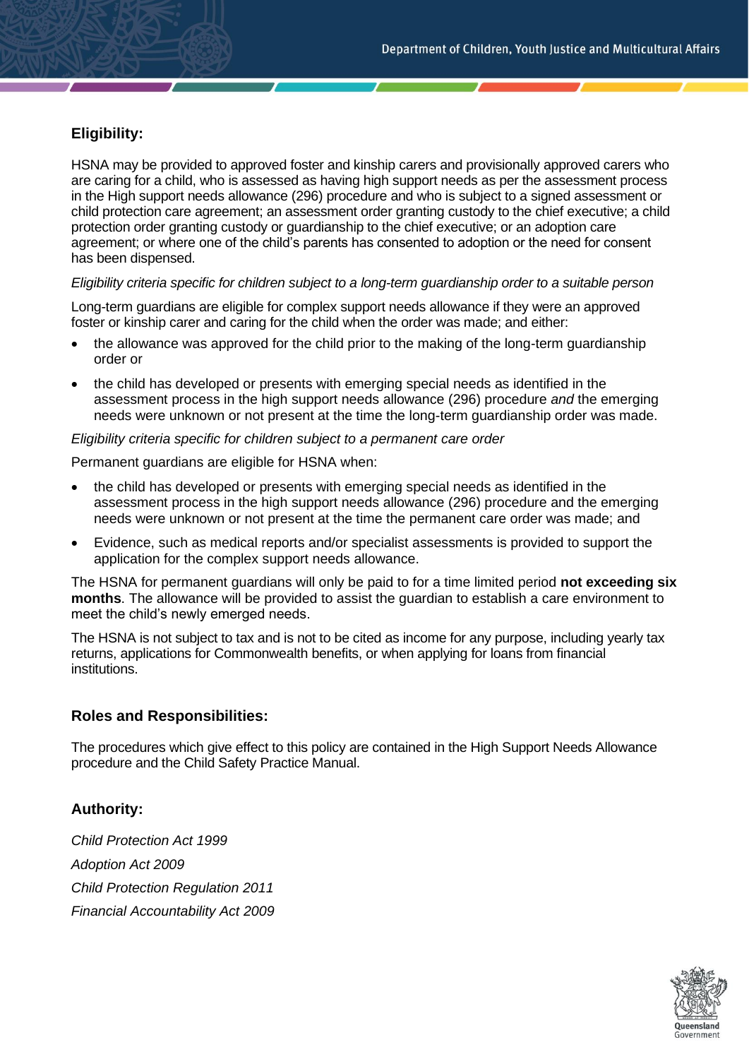## Eligibility:

HSNA may be provided to approved foster and kinship carers and provisionally approved carers who are caring for a child, who is assessed as having high support needs as per the assessment process in the High support needs allowance (296) procedure and who is subject to a signed assessment or child protection care agreement; an assessment order granting custody to the chief executive; a child protection order granting custody or guardianship to the chief executive; or an adoption care agreement; or where one of the child's parents has consented to adoption or the need for consent has been dispensed.

*Eligibility criteria specific for children subject to a long-term guardianship order to a suitable person*

Long-term guardians are eligible for complex support needs allowance if they were an approved foster or kinship carer and caring for the child when the order was made; and either:

- the allowance was approved for the child prior to the making of the long-term guardianship order or
- the child has developed or presents with emerging special needs as identified in the assessment process in the high support needs allowance (296) procedure *and* the emerging needs were unknown or not present at the time the long-term guardianship order was made.

*Eligibility criteria specific for children subject to a permanent care order*

Permanent guardians are eligible for HSNA when:

- the child has developed or presents with emerging special needs as identified in the assessment process in the high support needs allowance (296) procedure and the emerging needs were unknown or not present at the time the permanent care order was made; and
- Evidence, such as medical reports and/or specialist assessments is provided to support the application for the complex support needs allowance.

The HSNA for permanent guardians will only be paid to for a time limited period **not exceeding six months**. The allowance will be provided to assist the guardian to establish a care environment to meet the child's newly emerged needs.

The HSNA is not subject to tax and is not to be cited as income for any purpose, including yearly tax returns, applications for Commonwealth benefits, or when applying for loans from financial institutions.

## Roles and Responsibilities:

The procedures which give effect to this policy are contained in the High Support Needs Allowance procedure and the Child Safety Practice Manual.

## Authority:

*Child Protection Act 1999*

*Adoption Act 2009*

*Child Protection Regulation 2011*

*Financial Accountability Act 2009*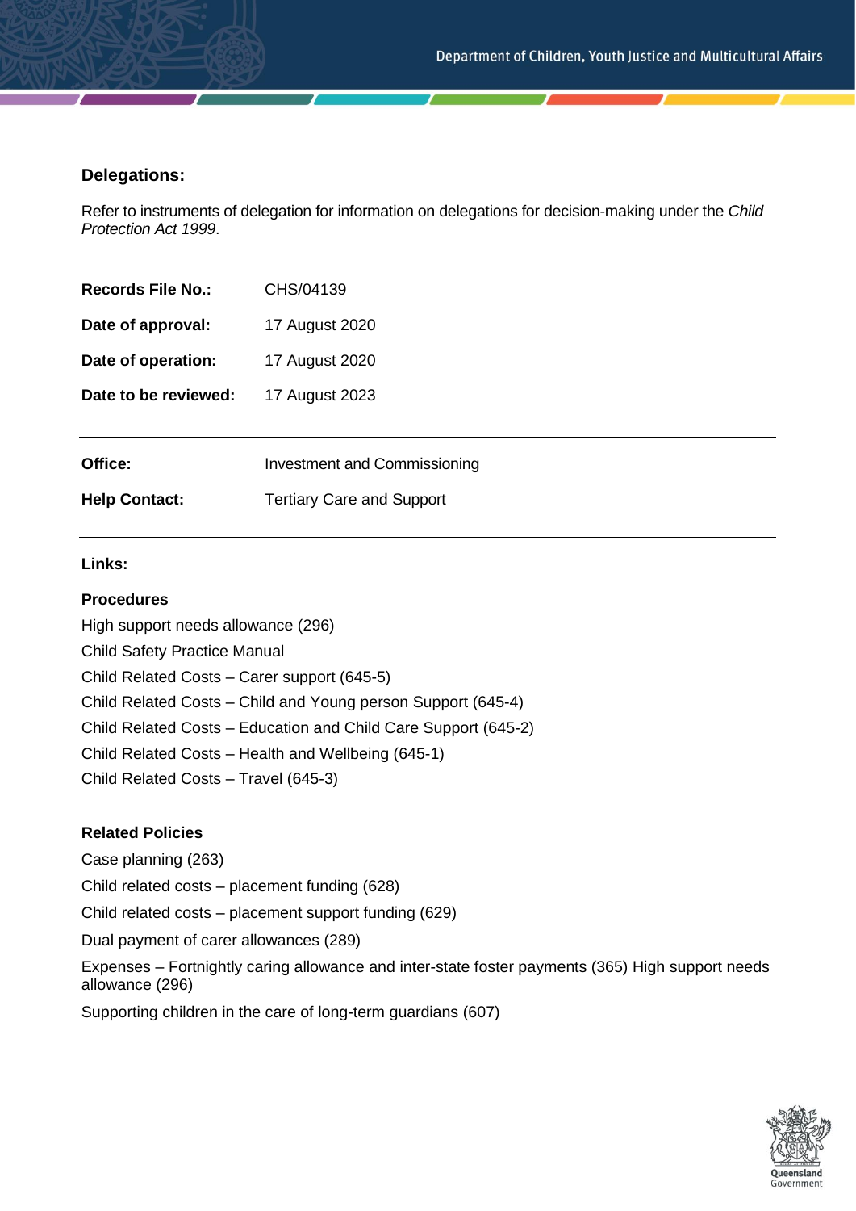## Delegations:

Refer to instruments of delegation for information on delegations for decision-making under the *Child Protection Act 1999*.

| | |
|---|---|
| **Records File No.:** | CHS/04139 |
| **Date of approval:** | 17 August 2020 |
| **Date of operation:** | 17 August 2020 |
| **Date to be reviewed:** | 17 August 2023 |

| | |
|---|---|
| **Office:** | Investment and Commissioning |
| **Help Contact:** | Tertiary Care and Support |

### Links:

**Procedures**

High support needs allowance (296)

Child Safety Practice Manual

Child Related Costs – Carer support (645-5)

Child Related Costs – Child and Young person Support (645-4)

Child Related Costs – Education and Child Care Support (645-2)

Child Related Costs – Health and Wellbeing (645-1)

Child Related Costs – Travel (645-3)

**Related Policies**

Case planning (263)

Child related costs – placement funding (628)

Child related costs – placement support funding (629)

Dual payment of carer allowances (289)

Expenses – Fortnightly caring allowance and inter-state foster payments (365) High support needs allowance (296)

Supporting children in the care of long-term guardians (607)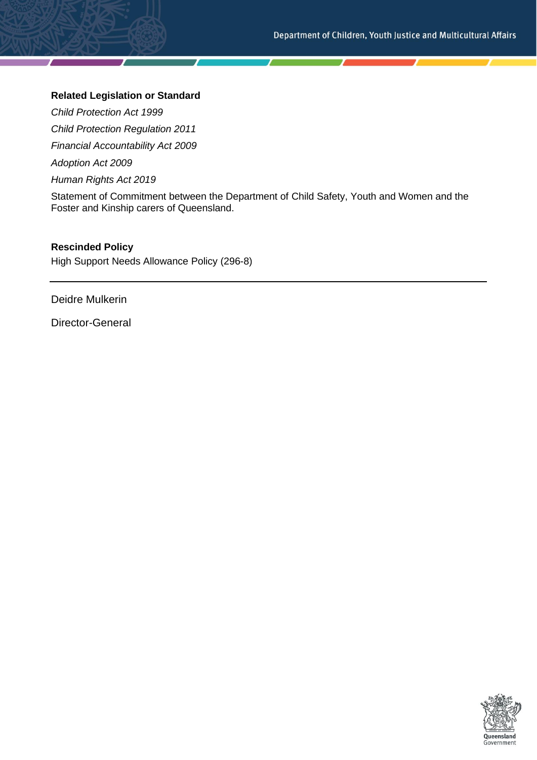**Related Legislation or Standard**

*Child Protection Act 1999*

*Child Protection Regulation 2011*

*Financial Accountability Act 2009*

*Adoption Act 2009*

*Human Rights Act 2019*

Statement of Commitment between the Department of Child Safety, Youth and Women and the Foster and Kinship carers of Queensland.

**Rescinded Policy**

High Support Needs Allowance Policy (296-8)

---

Deidre Mulkerin

Director-General